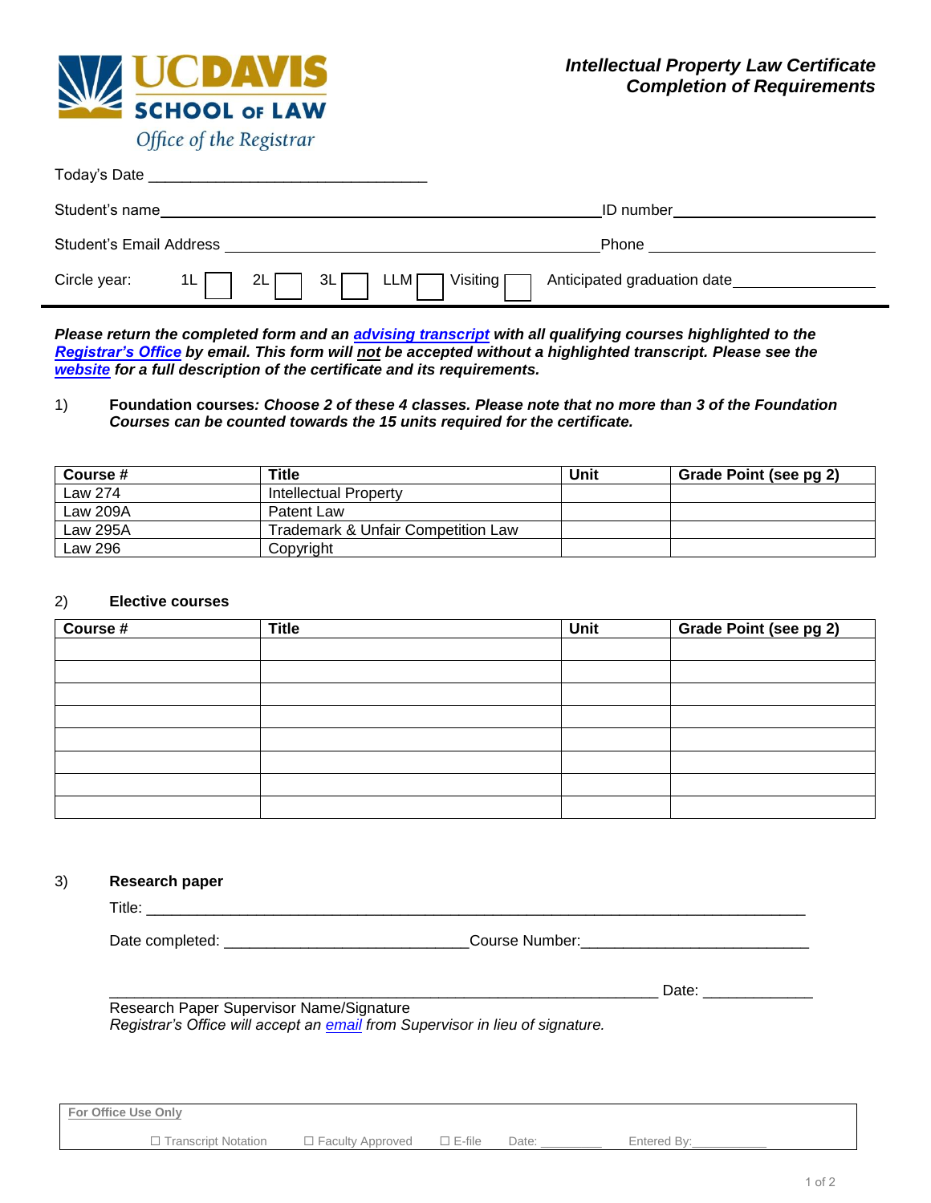UC DAVIS
SCHOOL OF LAW
Office of the Registrar

# *Intellectual Property Law Certificate Completion of Requirements*

Today's Date ________________________________

Student's name ________________________________ ID number ________________

Student's Email Address ________________________________ Phone ________________

Circle year: 1L ☐ 2L ☐ 3L ☐ LLM ☐ Visiting ☐ Anticipated graduation date ________________

***Please return the completed form and an advising transcript with all qualifying courses highlighted to the Registrar's Office by email. This form will not be accepted without a highlighted transcript. Please see the website for a full description of the certificate and its requirements.***

1) **Foundation courses*****: Choose 2 of these 4 classes. Please note that no more than 3 of the Foundation Courses can be counted towards the 15 units required for the certificate.***

| Course # | Title | Unit | Grade Point (see pg 2) |
|---|---|---|---|
| Law 274 | Intellectual Property | | |
| Law 209A | Patent Law | | |
| Law 295A | Trademark & Unfair Competition Law | | |
| Law 296 | Copyright | | |

2) **Elective courses**

| Course # | Title | Unit | Grade Point (see pg 2) |
|---|---|---|---|
| | | | |
| | | | |
| | | | |
| | | | |
| | | | |
| | | | |
| | | | |
| | | | |

3) **Research paper**

Title: ________________________________________________________________

Date completed: ____________________________ Course Number: ____________________________

________________________________________________________________ Date: ____________

Research Paper Supervisor Name/Signature

*Registrar's Office will accept an email from Supervisor in lieu of signature.*

**For Office Use Only**

☐ Transcript Notation ☐ Faculty Approved ☐ E-file Date: _________ Entered By: ___________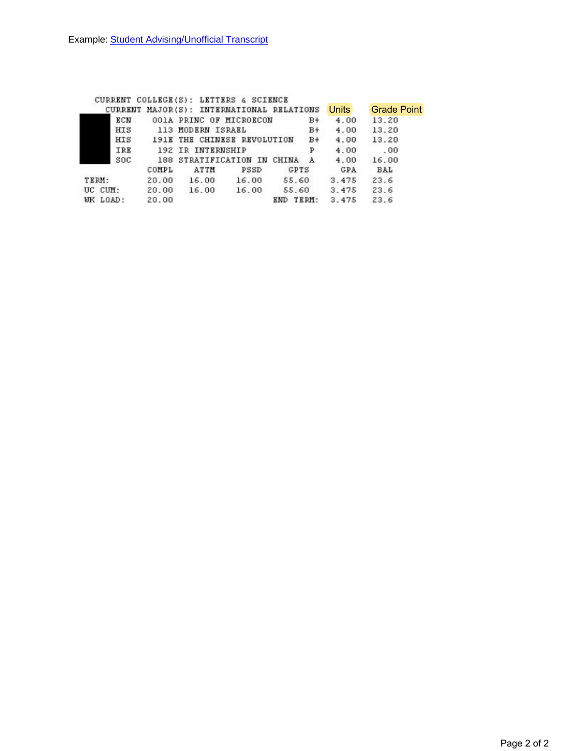Example: [Student Advising/Unofficial Transcript]()

```
CURRENT COLLEGE(S): LETTERS & SCIENCE
  CURRENT MAJOR(S): INTERNATIONAL RELATIONS   Units     Grade Point
        ECN     001A PRINC OF MICROECON      B+    4.00     13.20
        HIS      113 MODERN ISRAEL           B+    4.00     13.20
        HIS     191E THE CHINESE REVOLUTION  B+    4.00     13.20
        IRE      192 IR INTERNSHIP           P     4.00       .00
        SOC      188 STRATIFICATION IN CHINA A     4.00     16.00
               COMPL    ATTM     PSSD      GPTS      GPA     BAL
TERM:          20.00    16.00    16.00     55.60     3.475   23.6
UC CUM:        20.00    16.00    16.00     55.60     3.475   23.6
WK LOAD:       20.00                   END TERM:     3.475   23.6
```